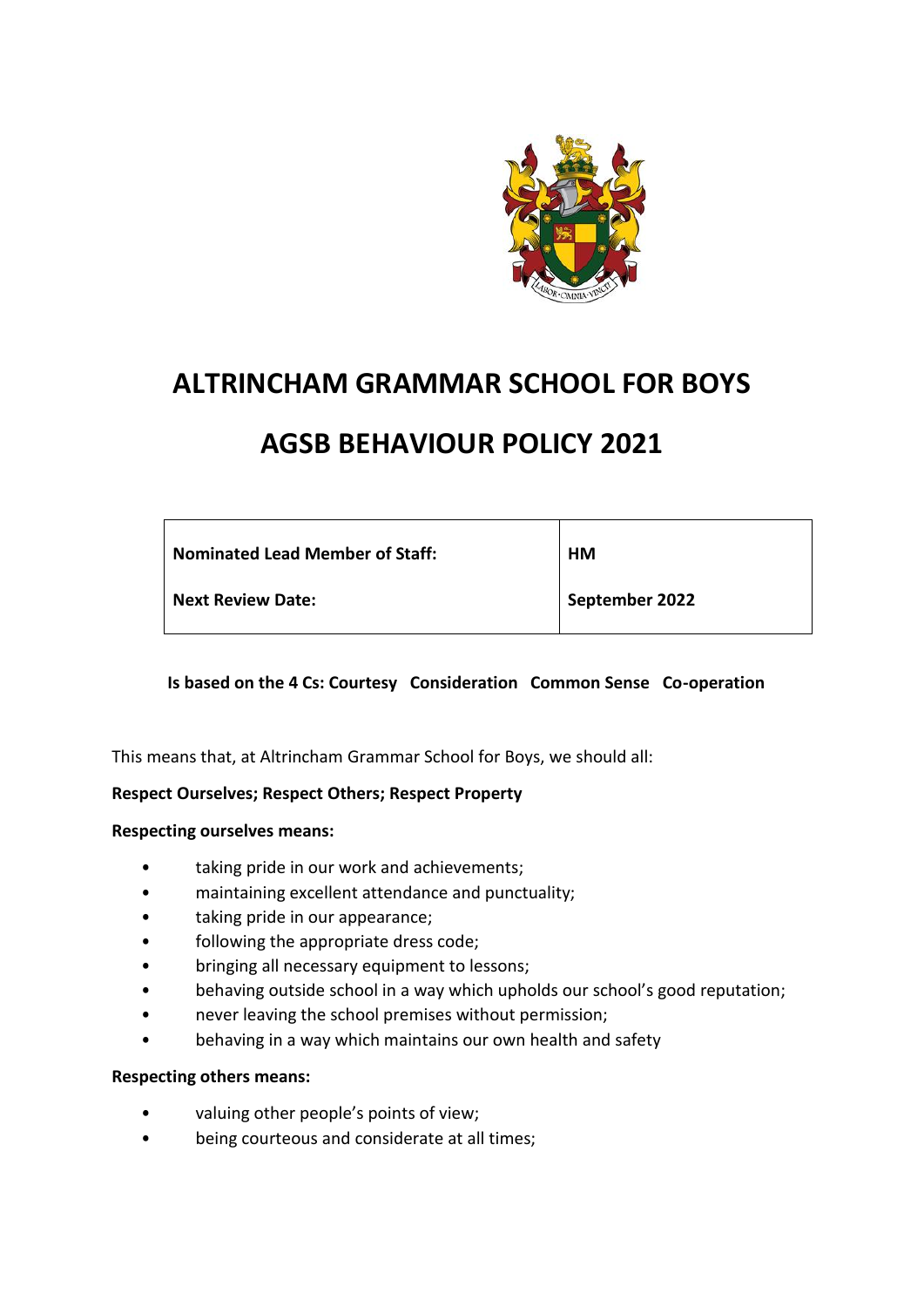# ALTRINCHAM GRAMMAR SCHOOL FOR BOYS

# AGSB BEHAVIOUR POLICY 2021

| Nominated Lead Member of Staff: | HM |
| --- | --- |
| Next Review Date: | September 2022 |

**Is based on the 4 Cs: Courtesy Consideration Common Sense Co-operation**

This means that, at Altrincham Grammar School for Boys, we should all:

**Respect Ourselves; Respect Others; Respect Property**

**Respecting ourselves means:**

- taking pride in our work and achievements;
- maintaining excellent attendance and punctuality;
- taking pride in our appearance;
- following the appropriate dress code;
- bringing all necessary equipment to lessons;
- behaving outside school in a way which upholds our school's good reputation;
- never leaving the school premises without permission;
- behaving in a way which maintains our own health and safety

**Respecting others means:**

- valuing other people's points of view;
- being courteous and considerate at all times;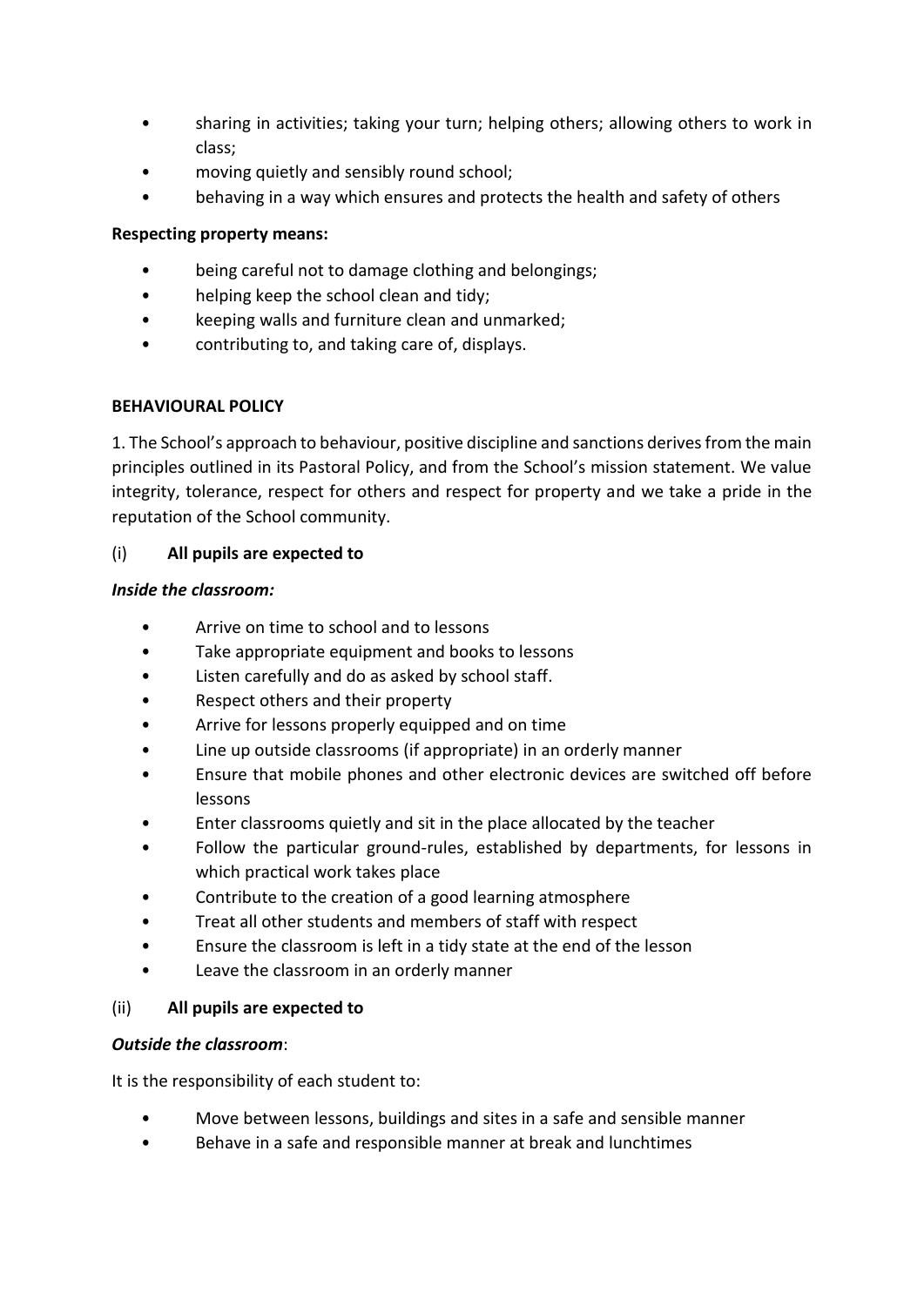- sharing in activities; taking your turn; helping others; allowing others to work in class;
- moving quietly and sensibly round school;
- behaving in a way which ensures and protects the health and safety of others

**Respecting property means:**

- being careful not to damage clothing and belongings;
- helping keep the school clean and tidy;
- keeping walls and furniture clean and unmarked;
- contributing to, and taking care of, displays.

**BEHAVIOURAL POLICY**

1. The School's approach to behaviour, positive discipline and sanctions derives from the main principles outlined in its Pastoral Policy, and from the School's mission statement. We value integrity, tolerance, respect for others and respect for property and we take a pride in the reputation of the School community.

(i) **All pupils are expected to**

***Inside the classroom:***

- Arrive on time to school and to lessons
- Take appropriate equipment and books to lessons
- Listen carefully and do as asked by school staff.
- Respect others and their property
- Arrive for lessons properly equipped and on time
- Line up outside classrooms (if appropriate) in an orderly manner
- Ensure that mobile phones and other electronic devices are switched off before lessons
- Enter classrooms quietly and sit in the place allocated by the teacher
- Follow the particular ground-rules, established by departments, for lessons in which practical work takes place
- Contribute to the creation of a good learning atmosphere
- Treat all other students and members of staff with respect
- Ensure the classroom is left in a tidy state at the end of the lesson
- Leave the classroom in an orderly manner

(ii) **All pupils are expected to**

***Outside the classroom***:

It is the responsibility of each student to:

- Move between lessons, buildings and sites in a safe and sensible manner
- Behave in a safe and responsible manner at break and lunchtimes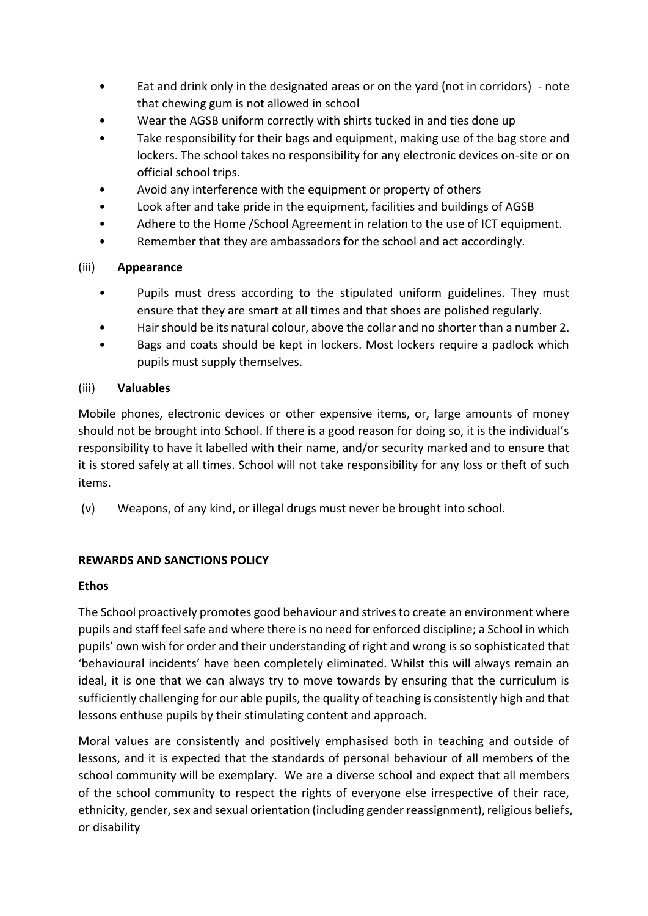- Eat and drink only in the designated areas or on the yard (not in corridors) - note that chewing gum is not allowed in school
- Wear the AGSB uniform correctly with shirts tucked in and ties done up
- Take responsibility for their bags and equipment, making use of the bag store and lockers. The school takes no responsibility for any electronic devices on-site or on official school trips.
- Avoid any interference with the equipment or property of others
- Look after and take pride in the equipment, facilities and buildings of AGSB
- Adhere to the Home /School Agreement in relation to the use of ICT equipment.
- Remember that they are ambassadors for the school and act accordingly.

(iii) **Appearance**

- Pupils must dress according to the stipulated uniform guidelines. They must ensure that they are smart at all times and that shoes are polished regularly.
- Hair should be its natural colour, above the collar and no shorter than a number 2.
- Bags and coats should be kept in lockers. Most lockers require a padlock which pupils must supply themselves.

(iii) **Valuables**

Mobile phones, electronic devices or other expensive items, or, large amounts of money should not be brought into School. If there is a good reason for doing so, it is the individual's responsibility to have it labelled with their name, and/or security marked and to ensure that it is stored safely at all times. School will not take responsibility for any loss or theft of such items.

(v) Weapons, of any kind, or illegal drugs must never be brought into school.

**REWARDS AND SANCTIONS POLICY**

**Ethos**

The School proactively promotes good behaviour and strives to create an environment where pupils and staff feel safe and where there is no need for enforced discipline; a School in which pupils' own wish for order and their understanding of right and wrong is so sophisticated that 'behavioural incidents' have been completely eliminated. Whilst this will always remain an ideal, it is one that we can always try to move towards by ensuring that the curriculum is sufficiently challenging for our able pupils, the quality of teaching is consistently high and that lessons enthuse pupils by their stimulating content and approach.

Moral values are consistently and positively emphasised both in teaching and outside of lessons, and it is expected that the standards of personal behaviour of all members of the school community will be exemplary. We are a diverse school and expect that all members of the school community to respect the rights of everyone else irrespective of their race, ethnicity, gender, sex and sexual orientation (including gender reassignment), religious beliefs, or disability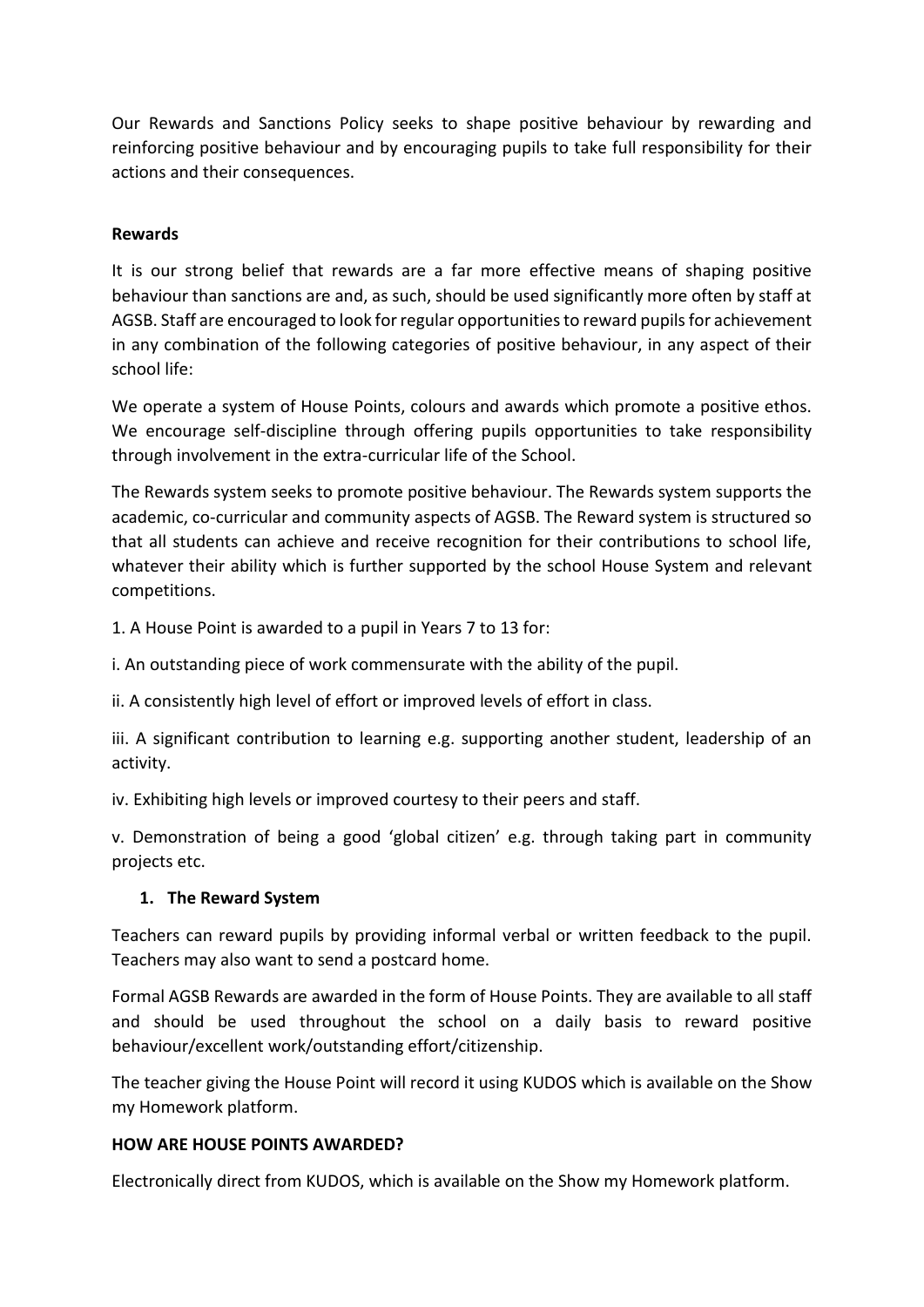Our Rewards and Sanctions Policy seeks to shape positive behaviour by rewarding and reinforcing positive behaviour and by encouraging pupils to take full responsibility for their actions and their consequences.

**Rewards**

It is our strong belief that rewards are a far more effective means of shaping positive behaviour than sanctions are and, as such, should be used significantly more often by staff at AGSB. Staff are encouraged to look for regular opportunities to reward pupils for achievement in any combination of the following categories of positive behaviour, in any aspect of their school life:

We operate a system of House Points, colours and awards which promote a positive ethos. We encourage self-discipline through offering pupils opportunities to take responsibility through involvement in the extra-curricular life of the School.

The Rewards system seeks to promote positive behaviour. The Rewards system supports the academic, co-curricular and community aspects of AGSB. The Reward system is structured so that all students can achieve and receive recognition for their contributions to school life, whatever their ability which is further supported by the school House System and relevant competitions.

1. A House Point is awarded to a pupil in Years 7 to 13 for:

i. An outstanding piece of work commensurate with the ability of the pupil.

ii. A consistently high level of effort or improved levels of effort in class.

iii. A significant contribution to learning e.g. supporting another student, leadership of an activity.

iv. Exhibiting high levels or improved courtesy to their peers and staff.

v. Demonstration of being a good 'global citizen' e.g. through taking part in community projects etc.

1. **The Reward System**

Teachers can reward pupils by providing informal verbal or written feedback to the pupil. Teachers may also want to send a postcard home.

Formal AGSB Rewards are awarded in the form of House Points. They are available to all staff and should be used throughout the school on a daily basis to reward positive behaviour/excellent work/outstanding effort/citizenship.

The teacher giving the House Point will record it using KUDOS which is available on the Show my Homework platform.

**HOW ARE HOUSE POINTS AWARDED?**

Electronically direct from KUDOS, which is available on the Show my Homework platform.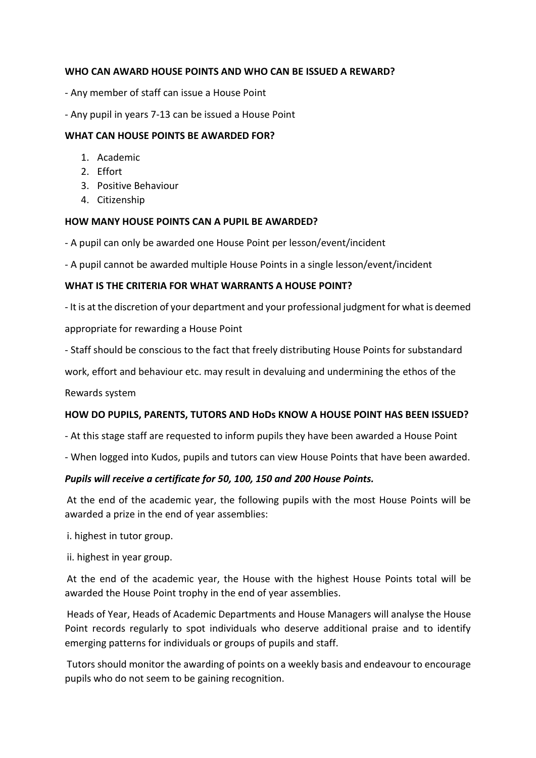**WHO CAN AWARD HOUSE POINTS AND WHO CAN BE ISSUED A REWARD?**

- Any member of staff can issue a House Point

- Any pupil in years 7-13 can be issued a House Point

**WHAT CAN HOUSE POINTS BE AWARDED FOR?**

1. Academic
2. Effort
3. Positive Behaviour
4. Citizenship

**HOW MANY HOUSE POINTS CAN A PUPIL BE AWARDED?**

- A pupil can only be awarded one House Point per lesson/event/incident

- A pupil cannot be awarded multiple House Points in a single lesson/event/incident

**WHAT IS THE CRITERIA FOR WHAT WARRANTS A HOUSE POINT?**

- It is at the discretion of your department and your professional judgment for what is deemed appropriate for rewarding a House Point

- Staff should be conscious to the fact that freely distributing House Points for substandard work, effort and behaviour etc. may result in devaluing and undermining the ethos of the Rewards system

**HOW DO PUPILS, PARENTS, TUTORS AND HoDs KNOW A HOUSE POINT HAS BEEN ISSUED?**

- At this stage staff are requested to inform pupils they have been awarded a House Point

- When logged into Kudos, pupils and tutors can view House Points that have been awarded.

***Pupils will receive a certificate for 50, 100, 150 and 200 House Points.***

At the end of the academic year, the following pupils with the most House Points will be awarded a prize in the end of year assemblies:

i. highest in tutor group.

ii. highest in year group.

At the end of the academic year, the House with the highest House Points total will be awarded the House Point trophy in the end of year assemblies.

Heads of Year, Heads of Academic Departments and House Managers will analyse the House Point records regularly to spot individuals who deserve additional praise and to identify emerging patterns for individuals or groups of pupils and staff.

Tutors should monitor the awarding of points on a weekly basis and endeavour to encourage pupils who do not seem to be gaining recognition.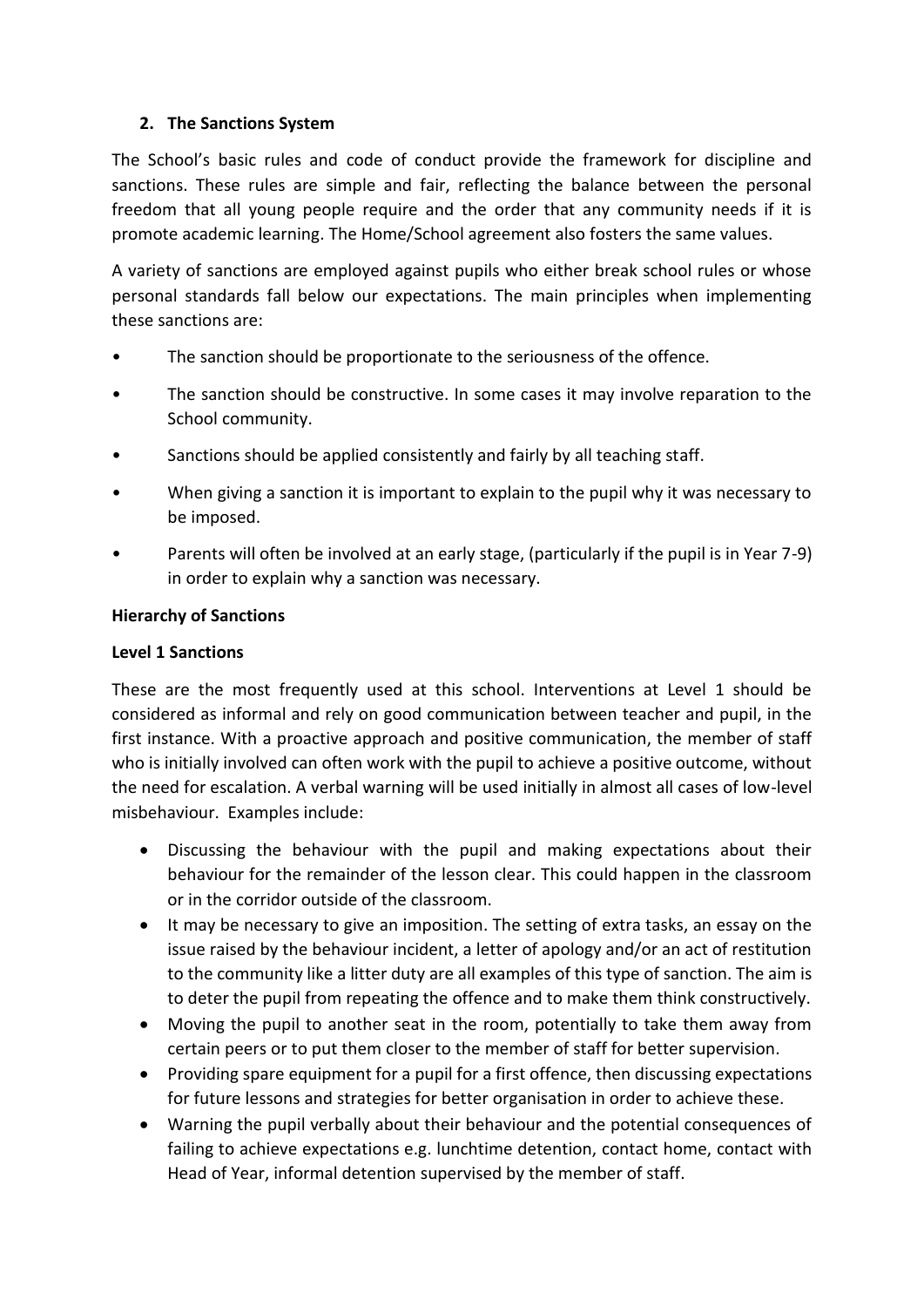## 2. The Sanctions System

The School's basic rules and code of conduct provide the framework for discipline and sanctions. These rules are simple and fair, reflecting the balance between the personal freedom that all young people require and the order that any community needs if it is promote academic learning. The Home/School agreement also fosters the same values.

A variety of sanctions are employed against pupils who either break school rules or whose personal standards fall below our expectations. The main principles when implementing these sanctions are:

- The sanction should be proportionate to the seriousness of the offence.
- The sanction should be constructive. In some cases it may involve reparation to the School community.
- Sanctions should be applied consistently and fairly by all teaching staff.
- When giving a sanction it is important to explain to the pupil why it was necessary to be imposed.
- Parents will often be involved at an early stage, (particularly if the pupil is in Year 7-9) in order to explain why a sanction was necessary.

**Hierarchy of Sanctions**

**Level 1 Sanctions**

These are the most frequently used at this school. Interventions at Level 1 should be considered as informal and rely on good communication between teacher and pupil, in the first instance. With a proactive approach and positive communication, the member of staff who is initially involved can often work with the pupil to achieve a positive outcome, without the need for escalation. A verbal warning will be used initially in almost all cases of low-level misbehaviour. Examples include:

- Discussing the behaviour with the pupil and making expectations about their behaviour for the remainder of the lesson clear. This could happen in the classroom or in the corridor outside of the classroom.
- It may be necessary to give an imposition. The setting of extra tasks, an essay on the issue raised by the behaviour incident, a letter of apology and/or an act of restitution to the community like a litter duty are all examples of this type of sanction. The aim is to deter the pupil from repeating the offence and to make them think constructively.
- Moving the pupil to another seat in the room, potentially to take them away from certain peers or to put them closer to the member of staff for better supervision.
- Providing spare equipment for a pupil for a first offence, then discussing expectations for future lessons and strategies for better organisation in order to achieve these.
- Warning the pupil verbally about their behaviour and the potential consequences of failing to achieve expectations e.g. lunchtime detention, contact home, contact with Head of Year, informal detention supervised by the member of staff.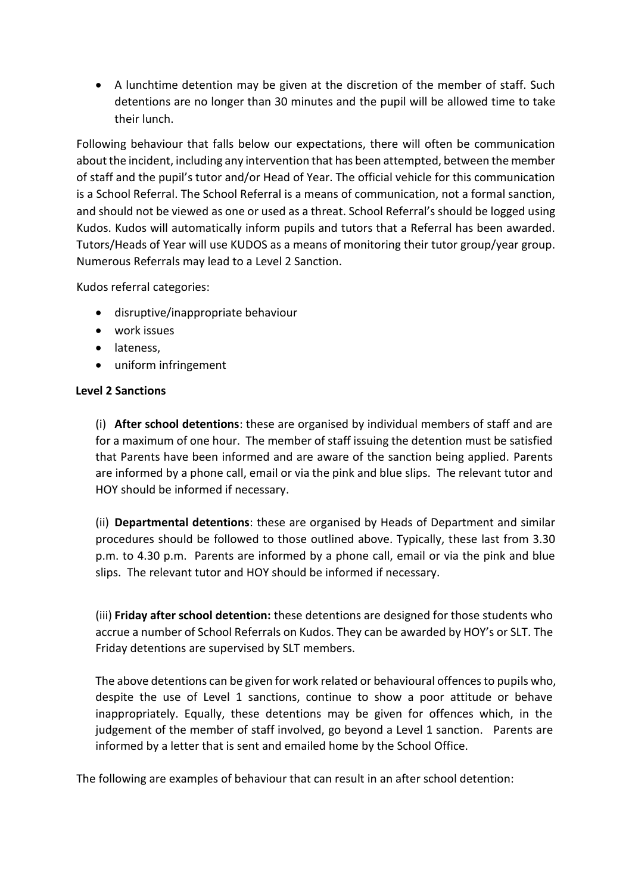- A lunchtime detention may be given at the discretion of the member of staff. Such detentions are no longer than 30 minutes and the pupil will be allowed time to take their lunch.

Following behaviour that falls below our expectations, there will often be communication about the incident, including any intervention that has been attempted, between the member of staff and the pupil's tutor and/or Head of Year. The official vehicle for this communication is a School Referral. The School Referral is a means of communication, not a formal sanction, and should not be viewed as one or used as a threat. School Referral's should be logged using Kudos. Kudos will automatically inform pupils and tutors that a Referral has been awarded. Tutors/Heads of Year will use KUDOS as a means of monitoring their tutor group/year group. Numerous Referrals may lead to a Level 2 Sanction.

Kudos referral categories:

- disruptive/inappropriate behaviour
- work issues
- lateness,
- uniform infringement

**Level 2 Sanctions**

(i) **After school detentions**: these are organised by individual members of staff and are for a maximum of one hour. The member of staff issuing the detention must be satisfied that Parents have been informed and are aware of the sanction being applied. Parents are informed by a phone call, email or via the pink and blue slips. The relevant tutor and HOY should be informed if necessary.

(ii) **Departmental detentions**: these are organised by Heads of Department and similar procedures should be followed to those outlined above. Typically, these last from 3.30 p.m. to 4.30 p.m. Parents are informed by a phone call, email or via the pink and blue slips. The relevant tutor and HOY should be informed if necessary.

(iii) **Friday after school detention:** these detentions are designed for those students who accrue a number of School Referrals on Kudos. They can be awarded by HOY's or SLT. The Friday detentions are supervised by SLT members.

The above detentions can be given for work related or behavioural offences to pupils who, despite the use of Level 1 sanctions, continue to show a poor attitude or behave inappropriately. Equally, these detentions may be given for offences which, in the judgement of the member of staff involved, go beyond a Level 1 sanction. Parents are informed by a letter that is sent and emailed home by the School Office.

The following are examples of behaviour that can result in an after school detention: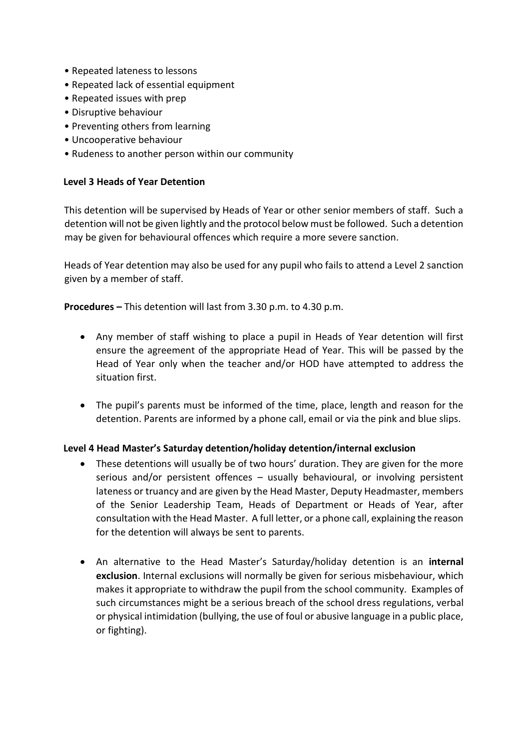- Repeated lateness to lessons
- Repeated lack of essential equipment
- Repeated issues with prep
- Disruptive behaviour
- Preventing others from learning
- Uncooperative behaviour
- Rudeness to another person within our community

**Level 3 Heads of Year Detention**

This detention will be supervised by Heads of Year or other senior members of staff. Such a detention will not be given lightly and the protocol below must be followed. Such a detention may be given for behavioural offences which require a more severe sanction.

Heads of Year detention may also be used for any pupil who fails to attend a Level 2 sanction given by a member of staff.

**Procedures –** This detention will last from 3.30 p.m. to 4.30 p.m.

- Any member of staff wishing to place a pupil in Heads of Year detention will first ensure the agreement of the appropriate Head of Year. This will be passed by the Head of Year only when the teacher and/or HOD have attempted to address the situation first.
- The pupil's parents must be informed of the time, place, length and reason for the detention. Parents are informed by a phone call, email or via the pink and blue slips.

**Level 4 Head Master's Saturday detention/holiday detention/internal exclusion**

- These detentions will usually be of two hours' duration. They are given for the more serious and/or persistent offences – usually behavioural, or involving persistent lateness or truancy and are given by the Head Master, Deputy Headmaster, members of the Senior Leadership Team, Heads of Department or Heads of Year, after consultation with the Head Master. A full letter, or a phone call, explaining the reason for the detention will always be sent to parents.
- An alternative to the Head Master's Saturday/holiday detention is an **internal exclusion**. Internal exclusions will normally be given for serious misbehaviour, which makes it appropriate to withdraw the pupil from the school community. Examples of such circumstances might be a serious breach of the school dress regulations, verbal or physical intimidation (bullying, the use of foul or abusive language in a public place, or fighting).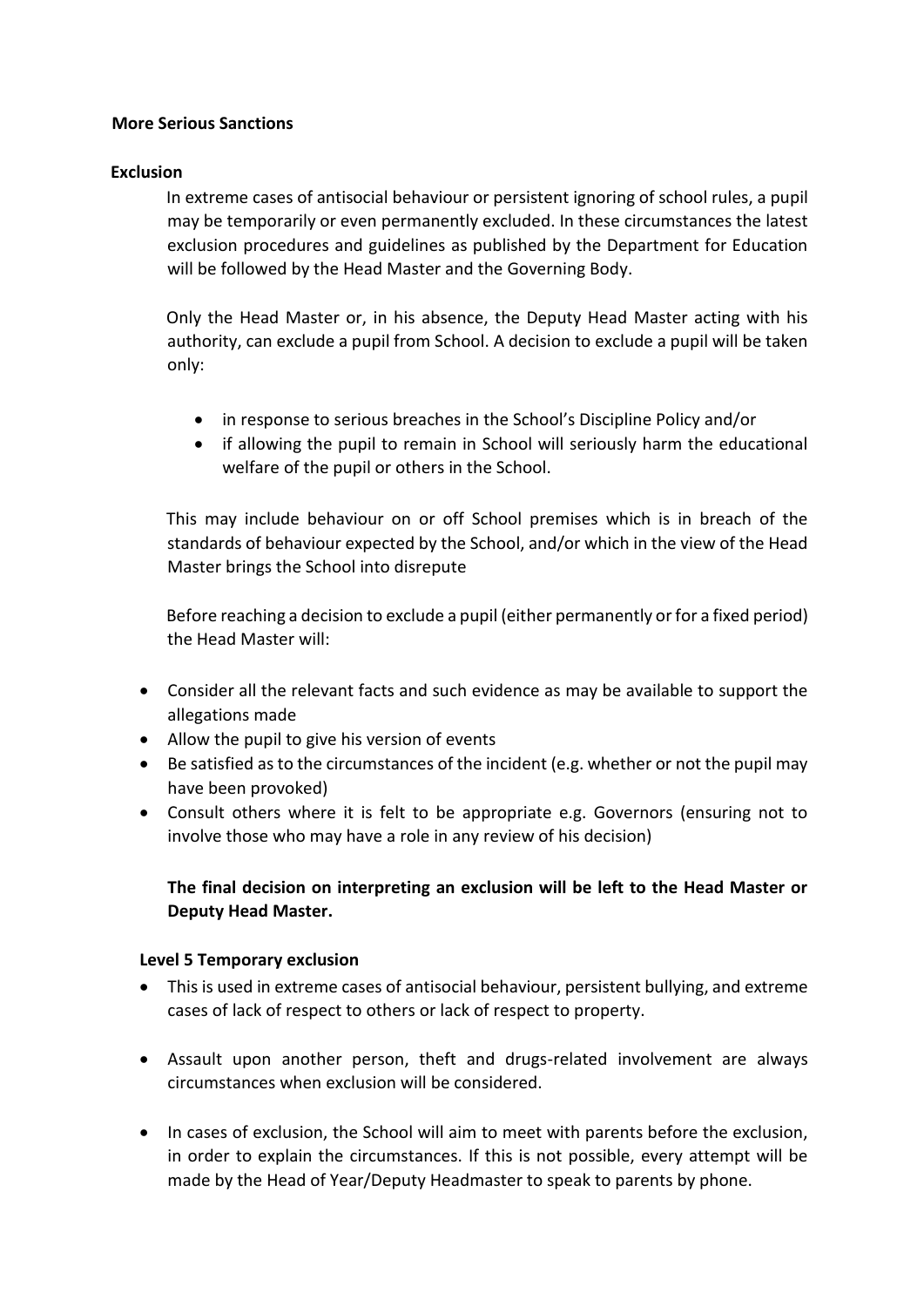## More Serious Sanctions

### Exclusion

In extreme cases of antisocial behaviour or persistent ignoring of school rules, a pupil may be temporarily or even permanently excluded. In these circumstances the latest exclusion procedures and guidelines as published by the Department for Education will be followed by the Head Master and the Governing Body.

Only the Head Master or, in his absence, the Deputy Head Master acting with his authority, can exclude a pupil from School. A decision to exclude a pupil will be taken only:

- in response to serious breaches in the School's Discipline Policy and/or
- if allowing the pupil to remain in School will seriously harm the educational welfare of the pupil or others in the School.

This may include behaviour on or off School premises which is in breach of the standards of behaviour expected by the School, and/or which in the view of the Head Master brings the School into disrepute

Before reaching a decision to exclude a pupil (either permanently or for a fixed period) the Head Master will:

- Consider all the relevant facts and such evidence as may be available to support the allegations made
- Allow the pupil to give his version of events
- Be satisfied as to the circumstances of the incident (e.g. whether or not the pupil may have been provoked)
- Consult others where it is felt to be appropriate e.g. Governors (ensuring not to involve those who may have a role in any review of his decision)

**The final decision on interpreting an exclusion will be left to the Head Master or Deputy Head Master.**

### Level 5 Temporary exclusion

- This is used in extreme cases of antisocial behaviour, persistent bullying, and extreme cases of lack of respect to others or lack of respect to property.
- Assault upon another person, theft and drugs-related involvement are always circumstances when exclusion will be considered.
- In cases of exclusion, the School will aim to meet with parents before the exclusion, in order to explain the circumstances. If this is not possible, every attempt will be made by the Head of Year/Deputy Headmaster to speak to parents by phone.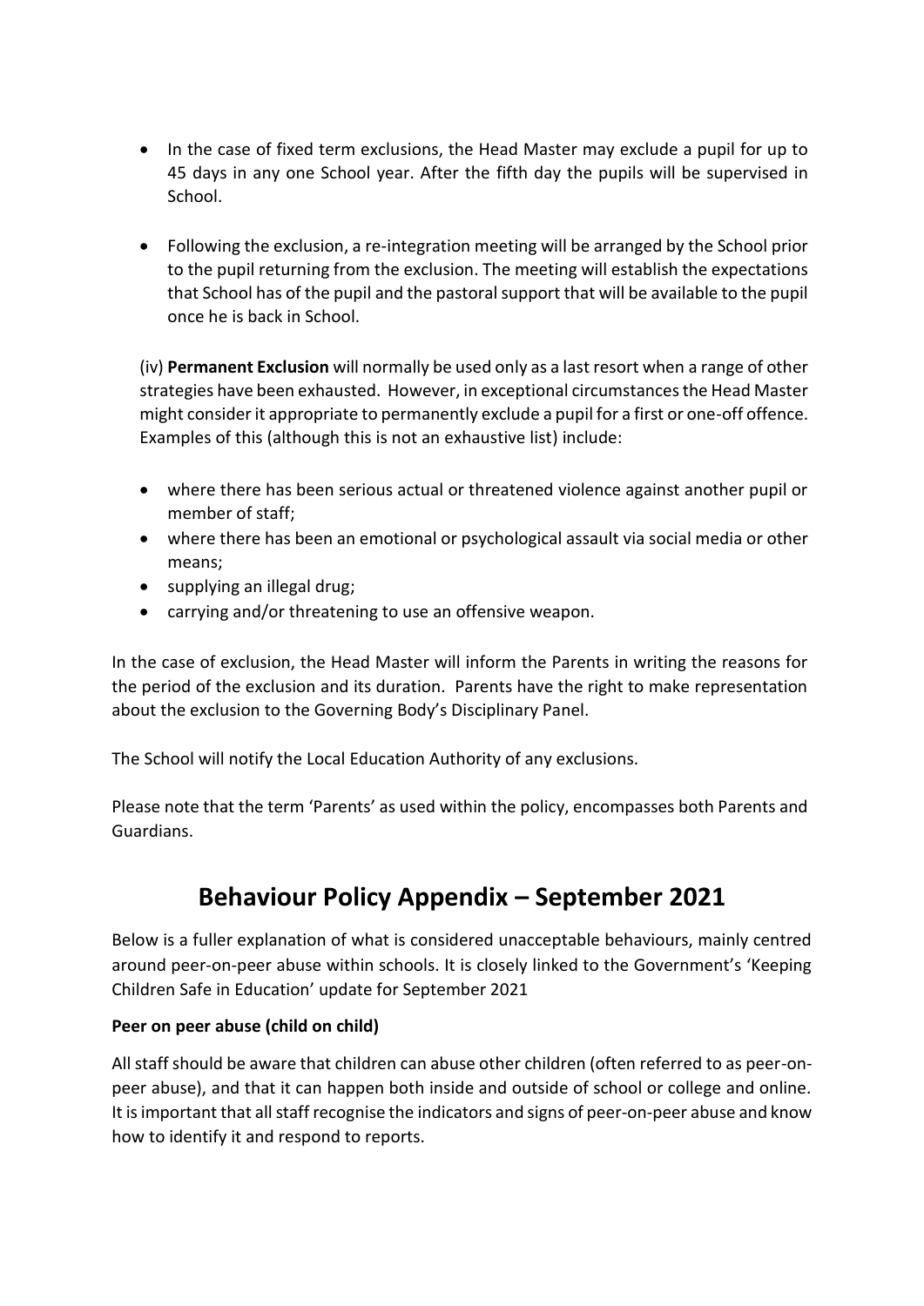- In the case of fixed term exclusions, the Head Master may exclude a pupil for up to 45 days in any one School year. After the fifth day the pupils will be supervised in School.

- Following the exclusion, a re-integration meeting will be arranged by the School prior to the pupil returning from the exclusion. The meeting will establish the expectations that School has of the pupil and the pastoral support that will be available to the pupil once he is back in School.

(iv) **Permanent Exclusion** will normally be used only as a last resort when a range of other strategies have been exhausted. However, in exceptional circumstances the Head Master might consider it appropriate to permanently exclude a pupil for a first or one-off offence. Examples of this (although this is not an exhaustive list) include:

- where there has been serious actual or threatened violence against another pupil or member of staff;
- where there has been an emotional or psychological assault via social media or other means;
- supplying an illegal drug;
- carrying and/or threatening to use an offensive weapon.

In the case of exclusion, the Head Master will inform the Parents in writing the reasons for the period of the exclusion and its duration. Parents have the right to make representation about the exclusion to the Governing Body's Disciplinary Panel.

The School will notify the Local Education Authority of any exclusions.

Please note that the term 'Parents' as used within the policy, encompasses both Parents and Guardians.

# Behaviour Policy Appendix – September 2021

Below is a fuller explanation of what is considered unacceptable behaviours, mainly centred around peer-on-peer abuse within schools. It is closely linked to the Government's 'Keeping Children Safe in Education' update for September 2021

**Peer on peer abuse (child on child)**

All staff should be aware that children can abuse other children (often referred to as peer-on-peer abuse), and that it can happen both inside and outside of school or college and online. It is important that all staff recognise the indicators and signs of peer-on-peer abuse and know how to identify it and respond to reports.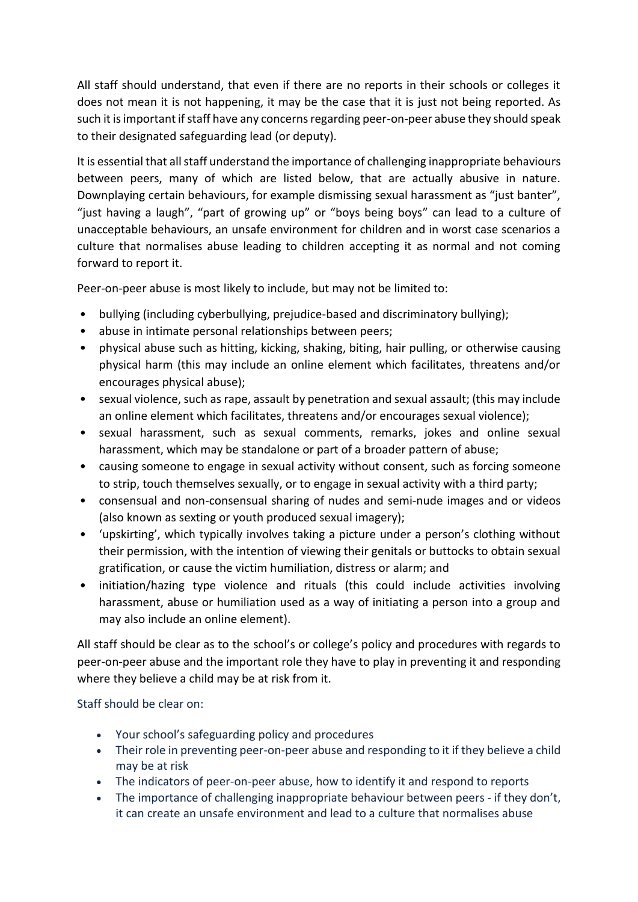All staff should understand, that even if there are no reports in their schools or colleges it does not mean it is not happening, it may be the case that it is just not being reported. As such it is important if staff have any concerns regarding peer-on-peer abuse they should speak to their designated safeguarding lead (or deputy).

It is essential that all staff understand the importance of challenging inappropriate behaviours between peers, many of which are listed below, that are actually abusive in nature. Downplaying certain behaviours, for example dismissing sexual harassment as "just banter", "just having a laugh", "part of growing up" or "boys being boys" can lead to a culture of unacceptable behaviours, an unsafe environment for children and in worst case scenarios a culture that normalises abuse leading to children accepting it as normal and not coming forward to report it.

Peer-on-peer abuse is most likely to include, but may not be limited to:

- bullying (including cyberbullying, prejudice-based and discriminatory bullying);
- abuse in intimate personal relationships between peers;
- physical abuse such as hitting, kicking, shaking, biting, hair pulling, or otherwise causing physical harm (this may include an online element which facilitates, threatens and/or encourages physical abuse);
- sexual violence, such as rape, assault by penetration and sexual assault; (this may include an online element which facilitates, threatens and/or encourages sexual violence);
- sexual harassment, such as sexual comments, remarks, jokes and online sexual harassment, which may be standalone or part of a broader pattern of abuse;
- causing someone to engage in sexual activity without consent, such as forcing someone to strip, touch themselves sexually, or to engage in sexual activity with a third party;
- consensual and non-consensual sharing of nudes and semi-nude images and or videos (also known as sexting or youth produced sexual imagery);
- 'upskirting', which typically involves taking a picture under a person's clothing without their permission, with the intention of viewing their genitals or buttocks to obtain sexual gratification, or cause the victim humiliation, distress or alarm; and
- initiation/hazing type violence and rituals (this could include activities involving harassment, abuse or humiliation used as a way of initiating a person into a group and may also include an online element).

All staff should be clear as to the school's or college's policy and procedures with regards to peer-on-peer abuse and the important role they have to play in preventing it and responding where they believe a child may be at risk from it.

Staff should be clear on:

- Your school's safeguarding policy and procedures
- Their role in preventing peer-on-peer abuse and responding to it if they believe a child may be at risk
- The indicators of peer-on-peer abuse, how to identify it and respond to reports
- The importance of challenging inappropriate behaviour between peers - if they don't, it can create an unsafe environment and lead to a culture that normalises abuse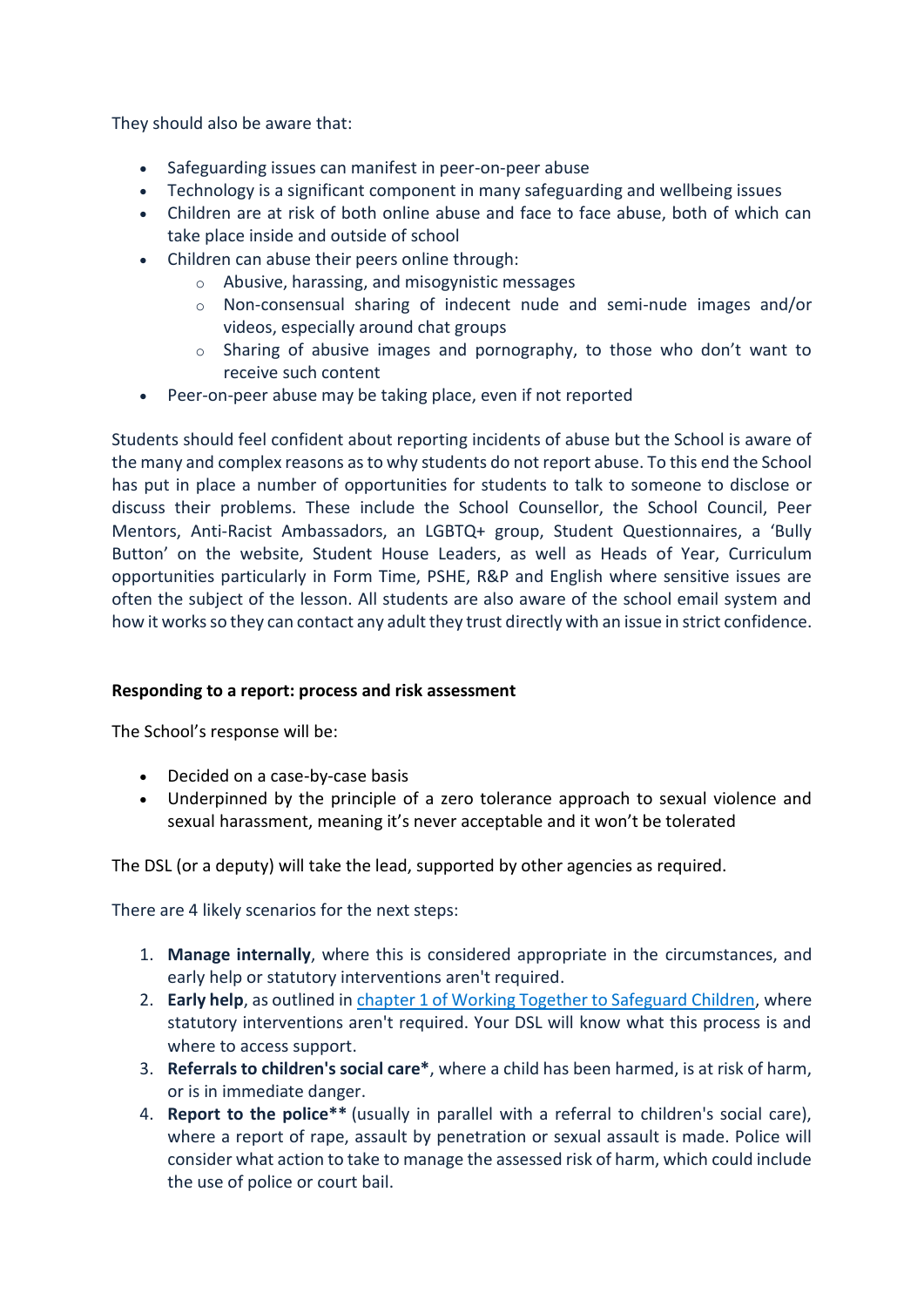They should also be aware that:

- Safeguarding issues can manifest in peer-on-peer abuse
- Technology is a significant component in many safeguarding and wellbeing issues
- Children are at risk of both online abuse and face to face abuse, both of which can take place inside and outside of school
- Children can abuse their peers online through:
    - Abusive, harassing, and misogynistic messages
    - Non-consensual sharing of indecent nude and semi-nude images and/or videos, especially around chat groups
    - Sharing of abusive images and pornography, to those who don't want to receive such content
- Peer-on-peer abuse may be taking place, even if not reported

Students should feel confident about reporting incidents of abuse but the School is aware of the many and complex reasons as to why students do not report abuse. To this end the School has put in place a number of opportunities for students to talk to someone to disclose or discuss their problems. These include the School Counsellor, the School Council, Peer Mentors, Anti-Racist Ambassadors, an LGBTQ+ group, Student Questionnaires, a 'Bully Button' on the website, Student House Leaders, as well as Heads of Year, Curriculum opportunities particularly in Form Time, PSHE, R&P and English where sensitive issues are often the subject of the lesson. All students are also aware of the school email system and how it works so they can contact any adult they trust directly with an issue in strict confidence.

**Responding to a report: process and risk assessment**

The School's response will be:

- Decided on a case-by-case basis
- Underpinned by the principle of a zero tolerance approach to sexual violence and sexual harassment, meaning it's never acceptable and it won't be tolerated

The DSL (or a deputy) will take the lead, supported by other agencies as required.

There are 4 likely scenarios for the next steps:

1. **Manage internally**, where this is considered appropriate in the circumstances, and early help or statutory interventions aren't required.
2. **Early help**, as outlined in [chapter 1 of Working Together to Safeguard Children](), where statutory interventions aren't required. Your DSL will know what this process is and where to access support.
3. **Referrals to children's social care***, where a child has been harmed, is at risk of harm, or is in immediate danger.
4. **Report to the police**** (usually in parallel with a referral to children's social care), where a report of rape, assault by penetration or sexual assault is made. Police will consider what action to take to manage the assessed risk of harm, which could include the use of police or court bail.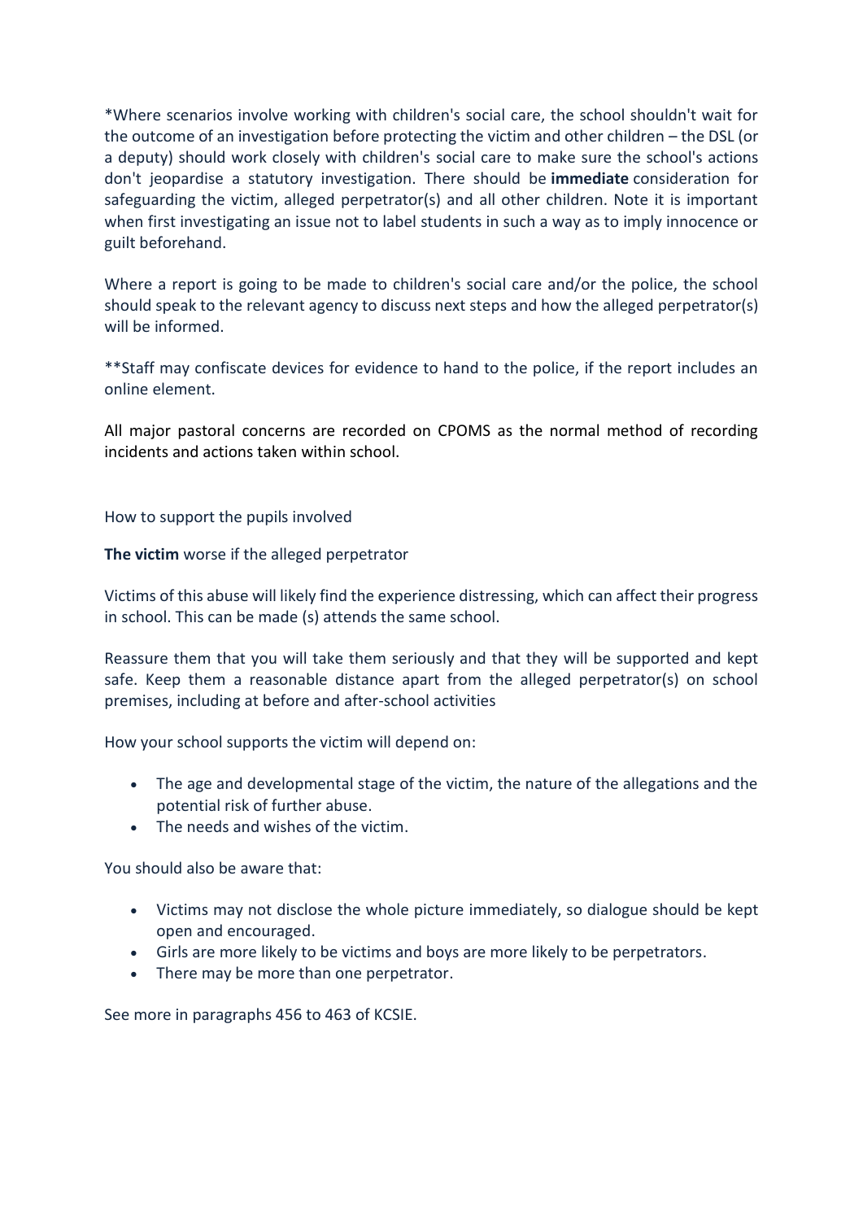*Where scenarios involve working with children's social care, the school shouldn't wait for the outcome of an investigation before protecting the victim and other children – the DSL (or a deputy) should work closely with children's social care to make sure the school's actions don't jeopardise a statutory investigation. There should be **immediate** consideration for safeguarding the victim, alleged perpetrator(s) and all other children. Note it is important when first investigating an issue not to label students in such a way as to imply innocence or guilt beforehand.

Where a report is going to be made to children's social care and/or the police, the school should speak to the relevant agency to discuss next steps and how the alleged perpetrator(s) will be informed.

**Staff may confiscate devices for evidence to hand to the police, if the report includes an online element.

All major pastoral concerns are recorded on CPOMS as the normal method of recording incidents and actions taken within school.

How to support the pupils involved

**The victim** worse if the alleged perpetrator

Victims of this abuse will likely find the experience distressing, which can affect their progress in school. This can be made (s) attends the same school.

Reassure them that you will take them seriously and that they will be supported and kept safe. Keep them a reasonable distance apart from the alleged perpetrator(s) on school premises, including at before and after-school activities

How your school supports the victim will depend on:

- The age and developmental stage of the victim, the nature of the allegations and the potential risk of further abuse.
- The needs and wishes of the victim.

You should also be aware that:

- Victims may not disclose the whole picture immediately, so dialogue should be kept open and encouraged.
- Girls are more likely to be victims and boys are more likely to be perpetrators.
- There may be more than one perpetrator.

See more in paragraphs 456 to 463 of KCSIE.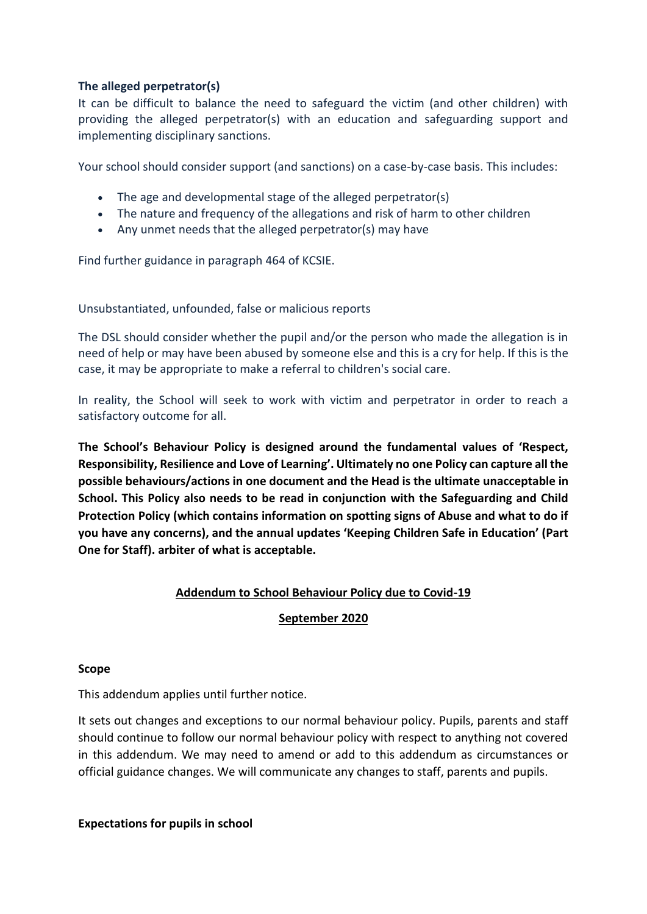**The alleged perpetrator(s)**

It can be difficult to balance the need to safeguard the victim (and other children) with providing the alleged perpetrator(s) with an education and safeguarding support and implementing disciplinary sanctions.

Your school should consider support (and sanctions) on a case-by-case basis. This includes:

- The age and developmental stage of the alleged perpetrator(s)
- The nature and frequency of the allegations and risk of harm to other children
- Any unmet needs that the alleged perpetrator(s) may have

Find further guidance in paragraph 464 of KCSIE.

Unsubstantiated, unfounded, false or malicious reports

The DSL should consider whether the pupil and/or the person who made the allegation is in need of help or may have been abused by someone else and this is a cry for help. If this is the case, it may be appropriate to make a referral to children's social care.

In reality, the School will seek to work with victim and perpetrator in order to reach a satisfactory outcome for all.

**The School's Behaviour Policy is designed around the fundamental values of 'Respect, Responsibility, Resilience and Love of Learning'. Ultimately no one Policy can capture all the possible behaviours/actions in one document and the Head is the ultimate unacceptable in School. This Policy also needs to be read in conjunction with the Safeguarding and Child Protection Policy (which contains information on spotting signs of Abuse and what to do if you have any concerns), and the annual updates 'Keeping Children Safe in Education' (Part One for Staff). arbiter of what is acceptable.**

## Addendum to School Behaviour Policy due to Covid-19

## September 2020

**Scope**

This addendum applies until further notice.

It sets out changes and exceptions to our normal behaviour policy. Pupils, parents and staff should continue to follow our normal behaviour policy with respect to anything not covered in this addendum. We may need to amend or add to this addendum as circumstances or official guidance changes. We will communicate any changes to staff, parents and pupils.

**Expectations for pupils in school**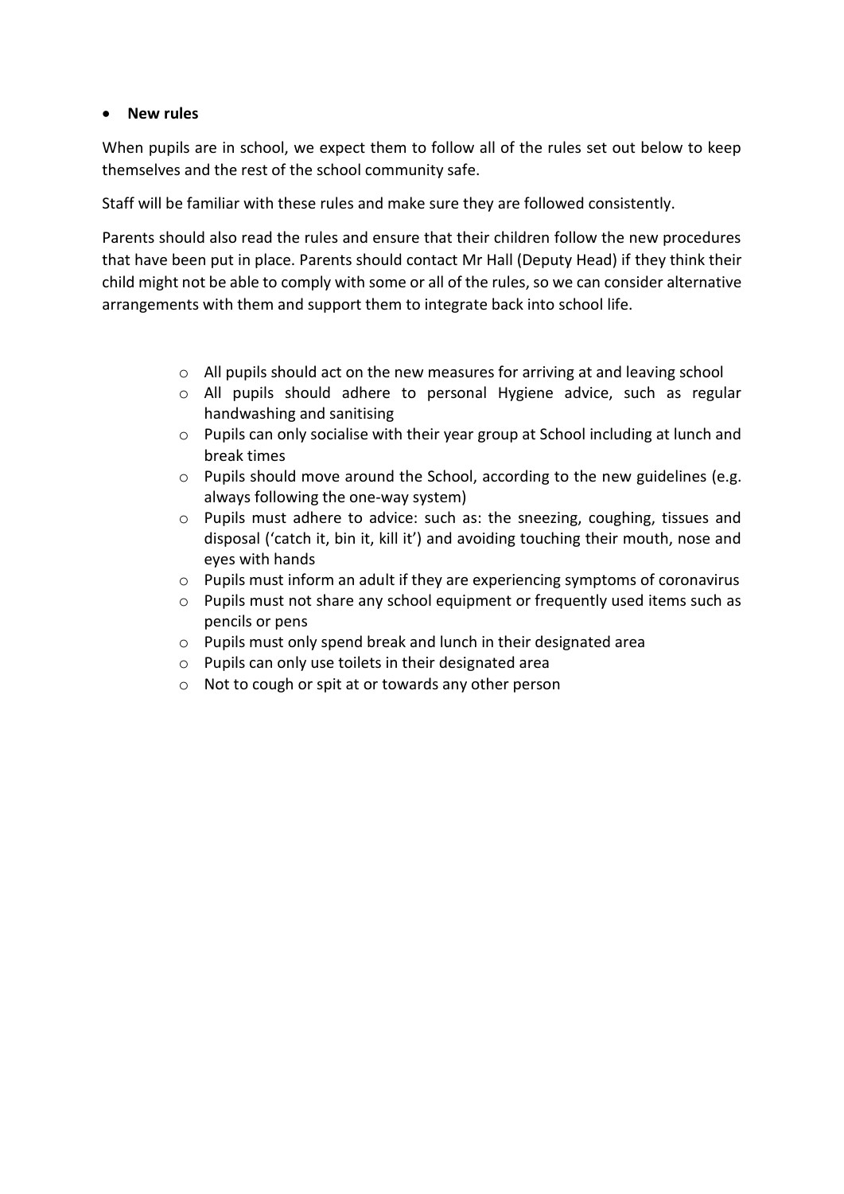- **New rules**

When pupils are in school, we expect them to follow all of the rules set out below to keep themselves and the rest of the school community safe.

Staff will be familiar with these rules and make sure they are followed consistently.

Parents should also read the rules and ensure that their children follow the new procedures that have been put in place. Parents should contact Mr Hall (Deputy Head) if they think their child might not be able to comply with some or all of the rules, so we can consider alternative arrangements with them and support them to integrate back into school life.

  - All pupils should act on the new measures for arriving at and leaving school
  - All pupils should adhere to personal Hygiene advice, such as regular handwashing and sanitising
  - Pupils can only socialise with their year group at School including at lunch and break times
  - Pupils should move around the School, according to the new guidelines (e.g. always following the one-way system)
  - Pupils must adhere to advice: such as: the sneezing, coughing, tissues and disposal ('catch it, bin it, kill it') and avoiding touching their mouth, nose and eyes with hands
  - Pupils must inform an adult if they are experiencing symptoms of coronavirus
  - Pupils must not share any school equipment or frequently used items such as pencils or pens
  - Pupils must only spend break and lunch in their designated area
  - Pupils can only use toilets in their designated area
  - Not to cough or spit at or towards any other person